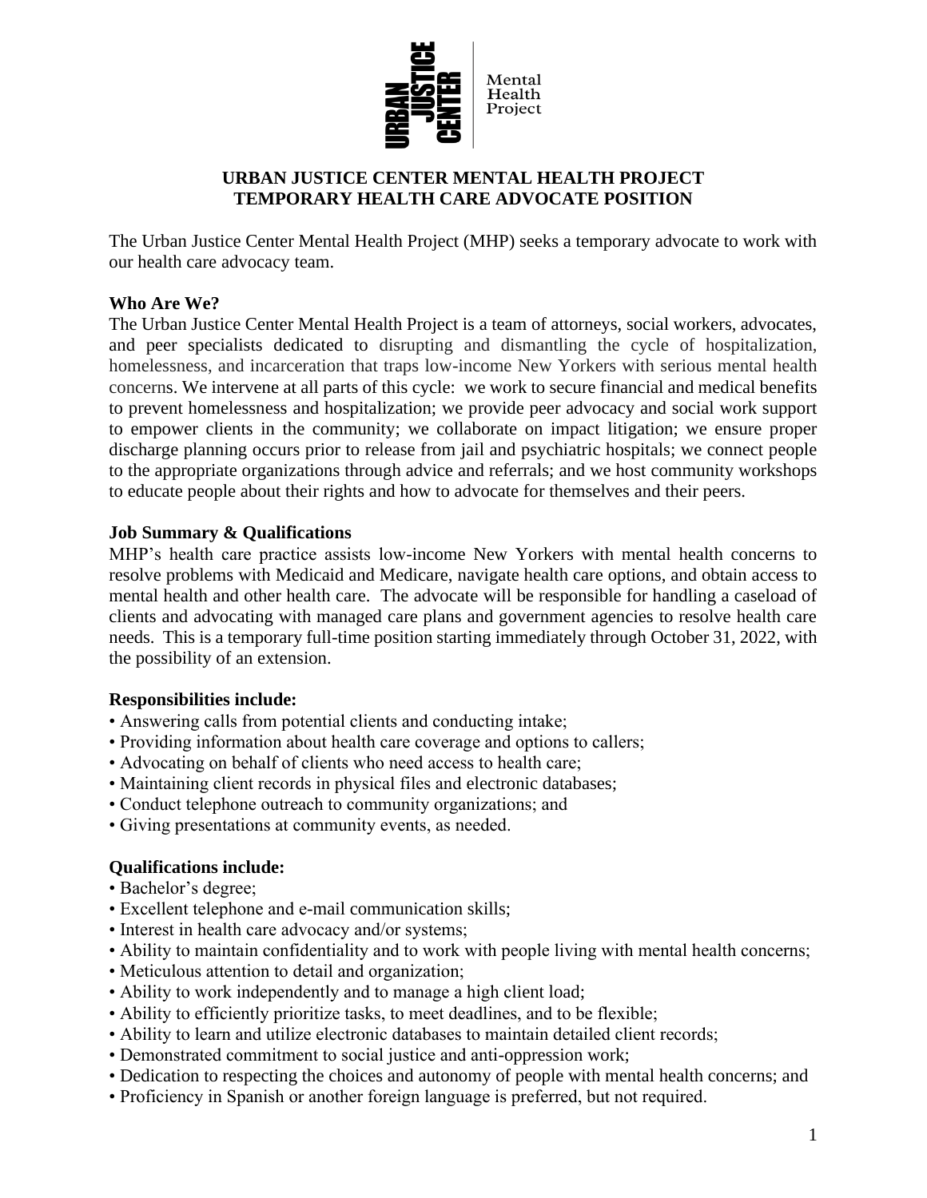URBAN JUSTICE CENTER Mental Health Project

# URBAN JUSTICE CENTER MENTAL HEALTH PROJECT
# TEMPORARY HEALTH CARE ADVOCATE POSITION

The Urban Justice Center Mental Health Project (MHP) seeks a temporary advocate to work with our health care advocacy team.

**Who Are We?**

The Urban Justice Center Mental Health Project is a team of attorneys, social workers, advocates, and peer specialists dedicated to disrupting and dismantling the cycle of hospitalization, homelessness, and incarceration that traps low-income New Yorkers with serious mental health concerns. We intervene at all parts of this cycle: we work to secure financial and medical benefits to prevent homelessness and hospitalization; we provide peer advocacy and social work support to empower clients in the community; we collaborate on impact litigation; we ensure proper discharge planning occurs prior to release from jail and psychiatric hospitals; we connect people to the appropriate organizations through advice and referrals; and we host community workshops to educate people about their rights and how to advocate for themselves and their peers.

**Job Summary & Qualifications**

MHP's health care practice assists low-income New Yorkers with mental health concerns to resolve problems with Medicaid and Medicare, navigate health care options, and obtain access to mental health and other health care. The advocate will be responsible for handling a caseload of clients and advocating with managed care plans and government agencies to resolve health care needs. This is a temporary full-time position starting immediately through October 31, 2022, with the possibility of an extension.

**Responsibilities include:**

- Answering calls from potential clients and conducting intake;
- Providing information about health care coverage and options to callers;
- Advocating on behalf of clients who need access to health care;
- Maintaining client records in physical files and electronic databases;
- Conduct telephone outreach to community organizations; and
- Giving presentations at community events, as needed.

**Qualifications include:**

- Bachelor's degree;
- Excellent telephone and e-mail communication skills;
- Interest in health care advocacy and/or systems;
- Ability to maintain confidentiality and to work with people living with mental health concerns;
- Meticulous attention to detail and organization;
- Ability to work independently and to manage a high client load;
- Ability to efficiently prioritize tasks, to meet deadlines, and to be flexible;
- Ability to learn and utilize electronic databases to maintain detailed client records;
- Demonstrated commitment to social justice and anti-oppression work;
- Dedication to respecting the choices and autonomy of people with mental health concerns; and
- Proficiency in Spanish or another foreign language is preferred, but not required.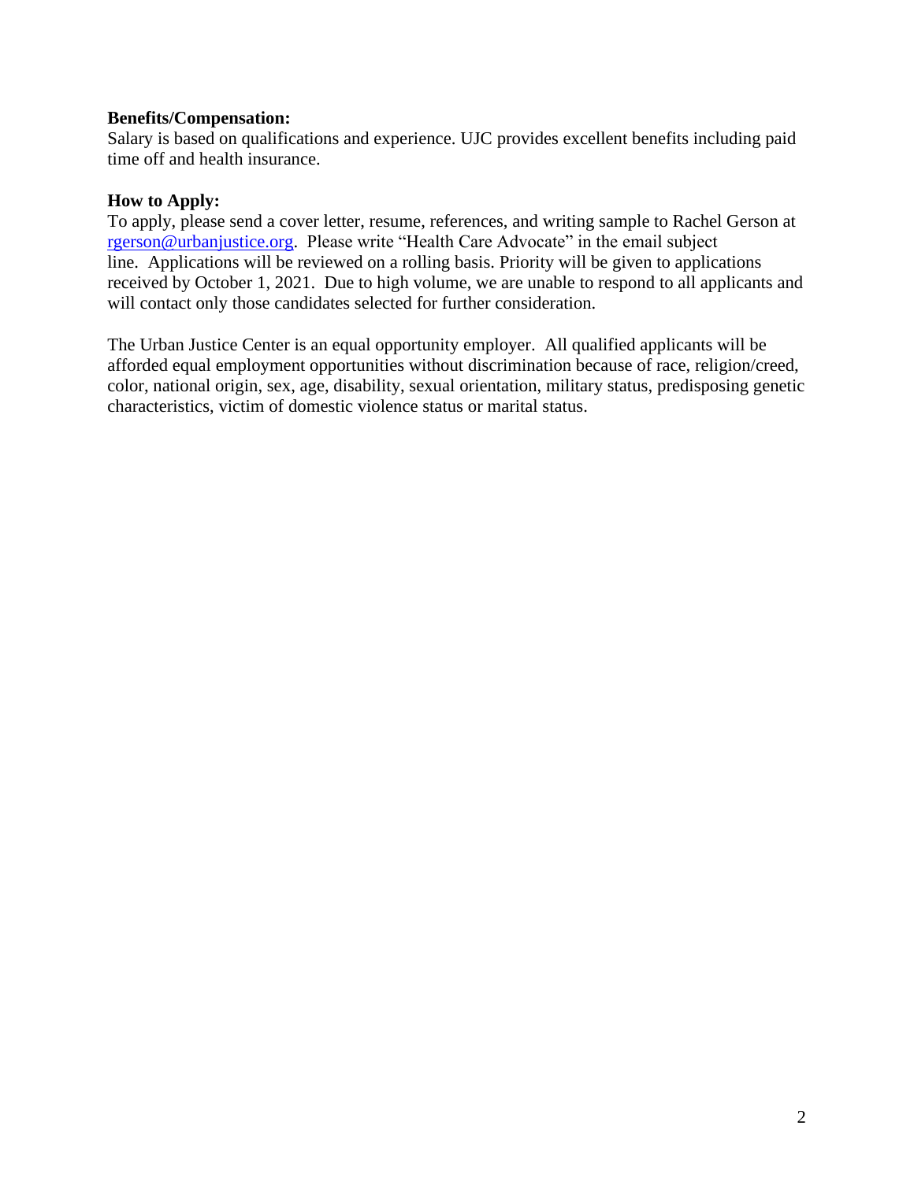**Benefits/Compensation:**
Salary is based on qualifications and experience. UJC provides excellent benefits including paid time off and health insurance.

**How to Apply:**
To apply, please send a cover letter, resume, references, and writing sample to Rachel Gerson at rgerson@urbanjustice.org. Please write "Health Care Advocate" in the email subject line. Applications will be reviewed on a rolling basis. Priority will be given to applications received by October 1, 2021. Due to high volume, we are unable to respond to all applicants and will contact only those candidates selected for further consideration.

The Urban Justice Center is an equal opportunity employer. All qualified applicants will be afforded equal employment opportunities without discrimination because of race, religion/creed, color, national origin, sex, age, disability, sexual orientation, military status, predisposing genetic characteristics, victim of domestic violence status or marital status.